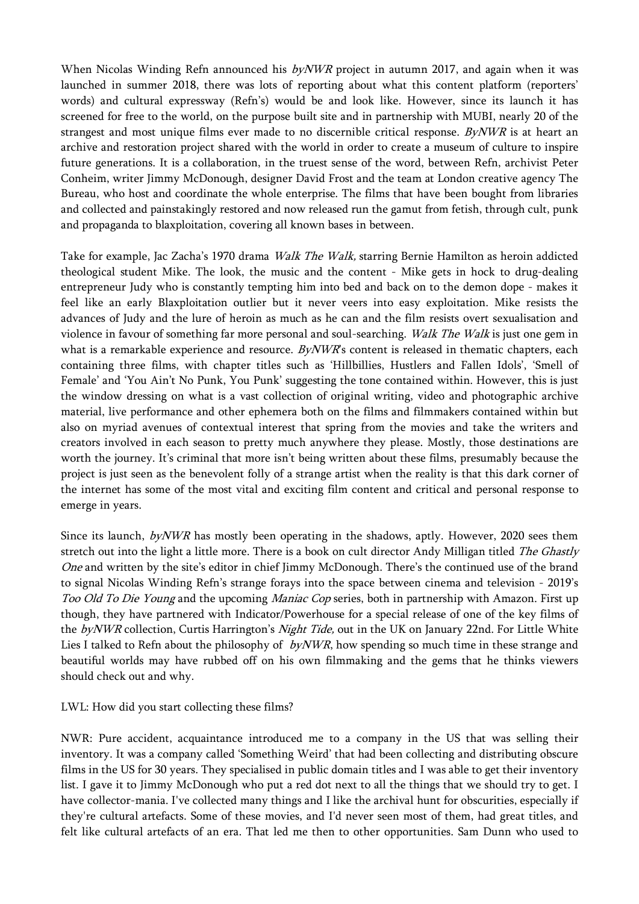When Nicolas Winding Refn announced his *byNWR* project in autumn 2017, and again when it was launched in summer 2018, there was lots of reporting about what this content platform (reporters' words) and cultural expressway (Refn's) would be and look like. However, since its launch it has screened for free to the world, on the purpose built site and in partnership with MUBI, nearly 20 of the strangest and most unique films ever made to no discernible critical response. *ByNWR* is at heart an archive and restoration project shared with the world in order to create a museum of culture to inspire future generations. It is a collaboration, in the truest sense of the word, between Refn, archivist Peter Conheim, writer Jimmy McDonough, designer David Frost and the team at London creative agency The Bureau, who host and coordinate the whole enterprise. The films that have been bought from libraries and collected and painstakingly restored and now released run the gamut from fetish, through cult, punk and propaganda to blaxploitation, covering all known bases in between.

Take for example, Jac Zacha's 1970 drama *Walk The Walk,* starring Bernie Hamilton as heroin addicted theological student Mike. The look, the music and the content - Mike gets in hock to drug-dealing entrepreneur Judy who is constantly tempting him into bed and back on to the demon dope - makes it feel like an early Blaxploitation outlier but it never veers into easy exploitation. Mike resists the advances of Judy and the lure of heroin as much as he can and the film resists overt sexualisation and violence in favour of something far more personal and soul-searching. *Walk The Walk* is just one gem in what is a remarkable experience and resource. *ByNWR*'s content is released in thematic chapters, each containing three films, with chapter titles such as 'Hillbillies, Hustlers and Fallen Idols', 'Smell of Female' and 'You Ain't No Punk, You Punk' suggesting the tone contained within. However, this is just the window dressing on what is a vast collection of original writing, video and photographic archive material, live performance and other ephemera both on the films and filmmakers contained within but also on myriad avenues of contextual interest that spring from the movies and take the writers and creators involved in each season to pretty much anywhere they please. Mostly, those destinations are worth the journey. It's criminal that more isn't being written about these films, presumably because the project is just seen as the benevolent folly of a strange artist when the reality is that this dark corner of the internet has some of the most vital and exciting film content and critical and personal response to emerge in years.

Since its launch, *byNWR* has mostly been operating in the shadows, aptly. However, 2020 sees them stretch out into the light a little more. There is a book on cult director Andy Milligan titled *The Ghastly One* and written by the site's editor in chief Jimmy McDonough. There's the continued use of the brand to signal Nicolas Winding Refn's strange forays into the space between cinema and television - 2019's *Too Old To Die Young* and the upcoming *Maniac Cop* series, both in partnership with Amazon. First up though, they have partnered with Indicator/Powerhouse for a special release of one of the key films of the *byNWR* collection, Curtis Harrington's *Night Tide,* out in the UK on January 22nd. For Little White Lies I talked to Refn about the philosophy of *byNWR*, how spending so much time in these strange and beautiful worlds may have rubbed off on his own filmmaking and the gems that he thinks viewers should check out and why.

LWL: How did you start collecting these films?

NWR: Pure accident, acquaintance introduced me to a company in the US that was selling their inventory. It was a company called 'Something Weird' that had been collecting and distributing obscure films in the US for 30 years. They specialised in public domain titles and I was able to get their inventory list. I gave it to Jimmy McDonough who put a red dot next to all the things that we should try to get. I have collector-mania. I've collected many things and I like the archival hunt for obscurities, especially if they're cultural artefacts. Some of these movies, and I'd never seen most of them, had great titles, and felt like cultural artefacts of an era. That led me then to other opportunities. Sam Dunn who used to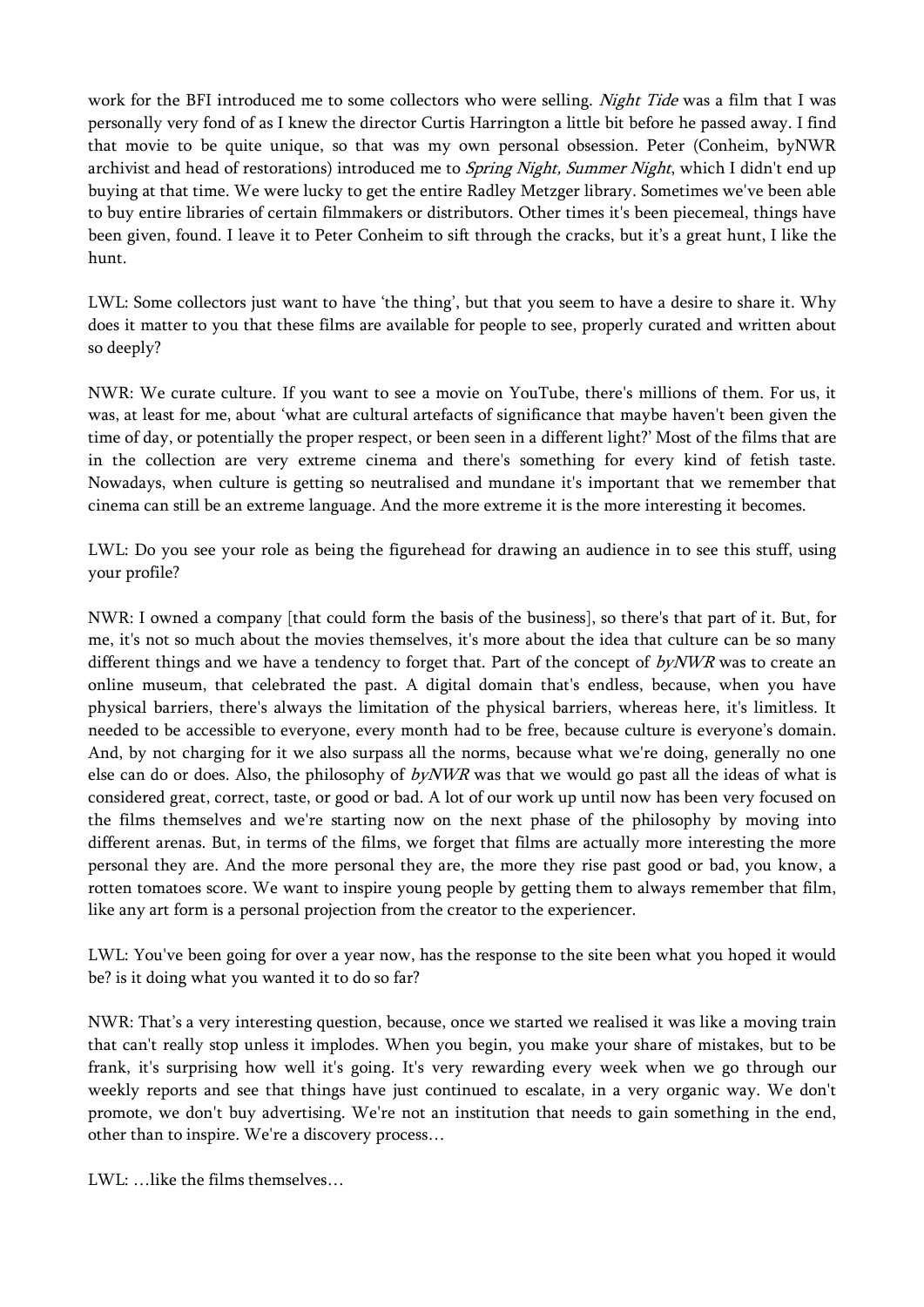work for the BFI introduced me to some collectors who were selling. *Night Tide* was a film that I was personally very fond of as I knew the director Curtis Harrington a little bit before he passed away. I find that movie to be quite unique, so that was my own personal obsession. Peter (Conheim, byNWR archivist and head of restorations) introduced me to *Spring Night, Summer Night*, which I didn't end up buying at that time. We were lucky to get the entire Radley Metzger library. Sometimes we've been able to buy entire libraries of certain filmmakers or distributors. Other times it's been piecemeal, things have been given, found. I leave it to Peter Conheim to sift through the cracks, but it's a great hunt, I like the hunt.

LWL: Some collectors just want to have 'the thing', but that you seem to have a desire to share it. Why does it matter to you that these films are available for people to see, properly curated and written about so deeply?

NWR: We curate culture. If you want to see a movie on YouTube, there's millions of them. For us, it was, at least for me, about 'what are cultural artefacts of significance that maybe haven't been given the time of day, or potentially the proper respect, or been seen in a different light?' Most of the films that are in the collection are very extreme cinema and there's something for every kind of fetish taste. Nowadays, when culture is getting so neutralised and mundane it's important that we remember that cinema can still be an extreme language. And the more extreme it is the more interesting it becomes.

LWL: Do you see your role as being the figurehead for drawing an audience in to see this stuff, using your profile?

NWR: I owned a company [that could form the basis of the business], so there's that part of it. But, for me, it's not so much about the movies themselves, it's more about the idea that culture can be so many different things and we have a tendency to forget that. Part of the concept of *byNWR* was to create an online museum, that celebrated the past. A digital domain that's endless, because, when you have physical barriers, there's always the limitation of the physical barriers, whereas here, it's limitless. It needed to be accessible to everyone, every month had to be free, because culture is everyone's domain. And, by not charging for it we also surpass all the norms, because what we're doing, generally no one else can do or does. Also, the philosophy of *byNWR* was that we would go past all the ideas of what is considered great, correct, taste, or good or bad. A lot of our work up until now has been very focused on the films themselves and we're starting now on the next phase of the philosophy by moving into different arenas. But, in terms of the films, we forget that films are actually more interesting the more personal they are. And the more personal they are, the more they rise past good or bad, you know, a rotten tomatoes score. We want to inspire young people by getting them to always remember that film, like any art form is a personal projection from the creator to the experiencer.

LWL: You've been going for over a year now, has the response to the site been what you hoped it would be? is it doing what you wanted it to do so far?

NWR: That's a very interesting question, because, once we started we realised it was like a moving train that can't really stop unless it implodes. When you begin, you make your share of mistakes, but to be frank, it's surprising how well it's going. It's very rewarding every week when we go through our weekly reports and see that things have just continued to escalate, in a very organic way. We don't promote, we don't buy advertising. We're not an institution that needs to gain something in the end, other than to inspire. We're a discovery process…

LWL: …like the films themselves…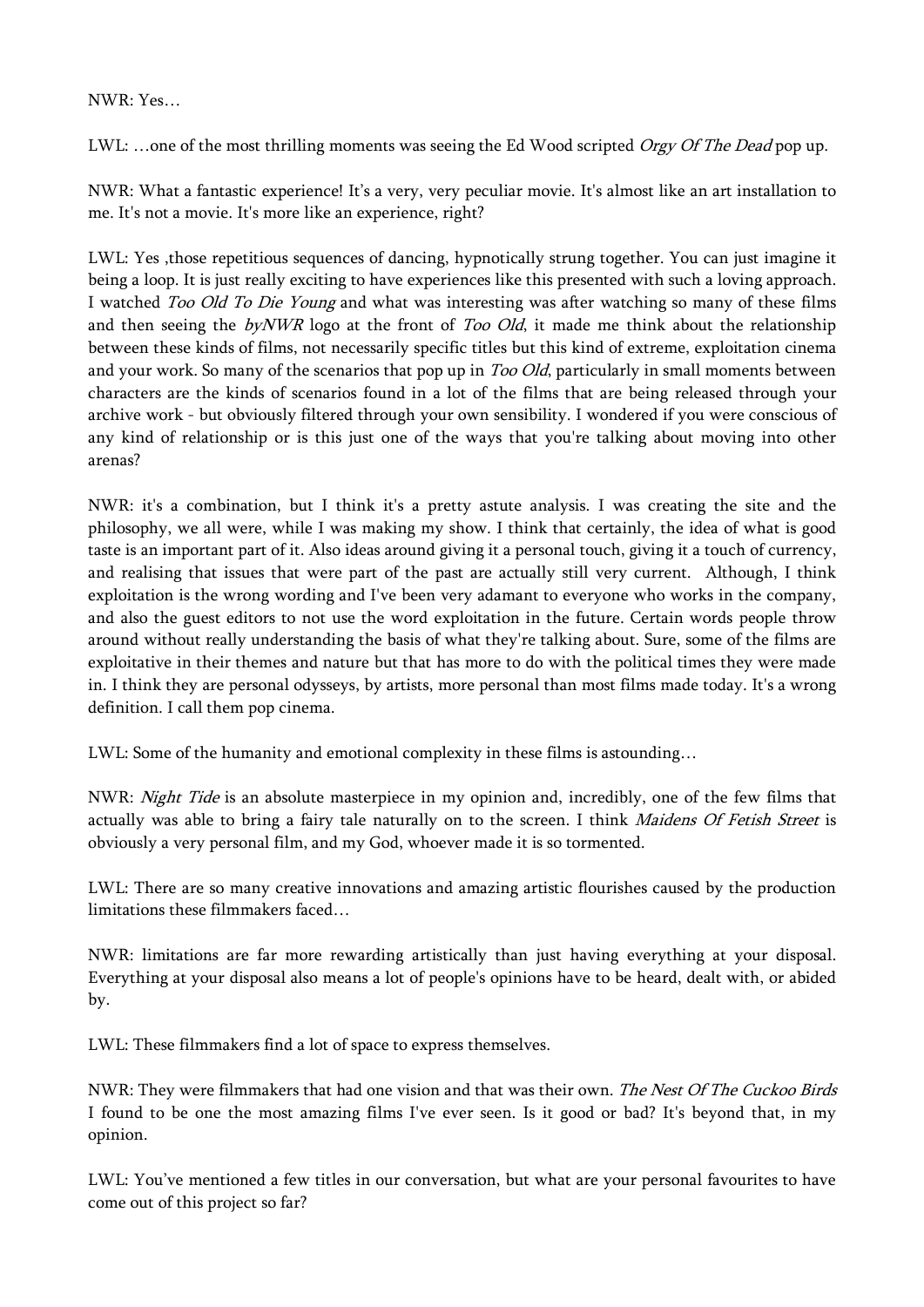NWR: Yes…

LWL: …one of the most thrilling moments was seeing the Ed Wood scripted *Orgy Of The Dead* pop up.

NWR: What a fantastic experience! It's a very, very peculiar movie. It's almost like an art installation to me. It's not a movie. It's more like an experience, right?

LWL: Yes ,those repetitious sequences of dancing, hypnotically strung together. You can just imagine it being a loop. It is just really exciting to have experiences like this presented with such a loving approach. I watched *Too Old To Die Young* and what was interesting was after watching so many of these films and then seeing the *byNWR* logo at the front of *Too Old*, it made me think about the relationship between these kinds of films, not necessarily specific titles but this kind of extreme, exploitation cinema and your work. So many of the scenarios that pop up in *Too Old*, particularly in small moments between characters are the kinds of scenarios found in a lot of the films that are being released through your archive work - but obviously filtered through your own sensibility. I wondered if you were conscious of any kind of relationship or is this just one of the ways that you're talking about moving into other arenas?

NWR: it's a combination, but I think it's a pretty astute analysis. I was creating the site and the philosophy, we all were, while I was making my show. I think that certainly, the idea of what is good taste is an important part of it. Also ideas around giving it a personal touch, giving it a touch of currency, and realising that issues that were part of the past are actually still very current. Although, I think exploitation is the wrong wording and I've been very adamant to everyone who works in the company, and also the guest editors to not use the word exploitation in the future. Certain words people throw around without really understanding the basis of what they're talking about. Sure, some of the films are exploitative in their themes and nature but that has more to do with the political times they were made in. I think they are personal odysseys, by artists, more personal than most films made today. It's a wrong definition. I call them pop cinema.

LWL: Some of the humanity and emotional complexity in these films is astounding…

NWR: *Night Tide* is an absolute masterpiece in my opinion and, incredibly, one of the few films that actually was able to bring a fairy tale naturally on to the screen. I think *Maidens Of Fetish Street* is obviously a very personal film, and my God, whoever made it is so tormented.

LWL: There are so many creative innovations and amazing artistic flourishes caused by the production limitations these filmmakers faced…

NWR: limitations are far more rewarding artistically than just having everything at your disposal. Everything at your disposal also means a lot of people's opinions have to be heard, dealt with, or abided by.

LWL: These filmmakers find a lot of space to express themselves.

NWR: They were filmmakers that had one vision and that was their own. *The Nest Of The Cuckoo Birds* I found to be one the most amazing films I've ever seen. Is it good or bad? It's beyond that, in my opinion.

LWL: You've mentioned a few titles in our conversation, but what are your personal favourites to have come out of this project so far?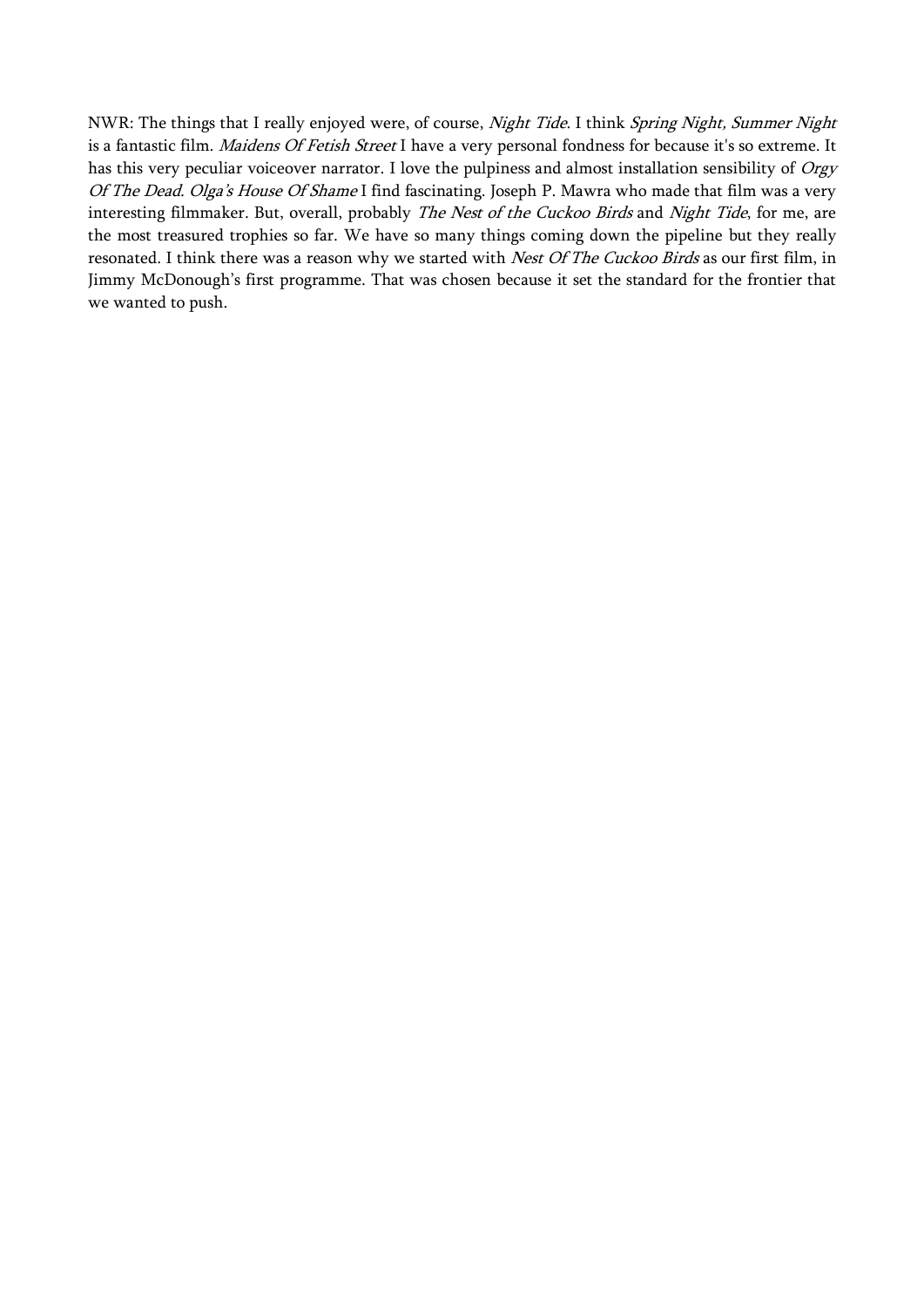NWR: The things that I really enjoyed were, of course, *Night Tide*. I think *Spring Night, Summer Night* is a fantastic film. *Maidens Of Fetish Street* I have a very personal fondness for because it's so extreme. It has this very peculiar voiceover narrator. I love the pulpiness and almost installation sensibility of *Orgy Of The Dead*. *Olga's House Of Shame* I find fascinating. Joseph P. Mawra who made that film was a very interesting filmmaker. But, overall, probably *The Nest of the Cuckoo Birds* and *Night Tide*, for me, are the most treasured trophies so far. We have so many things coming down the pipeline but they really resonated. I think there was a reason why we started with *Nest Of The Cuckoo Birds* as our first film, in Jimmy McDonough's first programme. That was chosen because it set the standard for the frontier that we wanted to push.